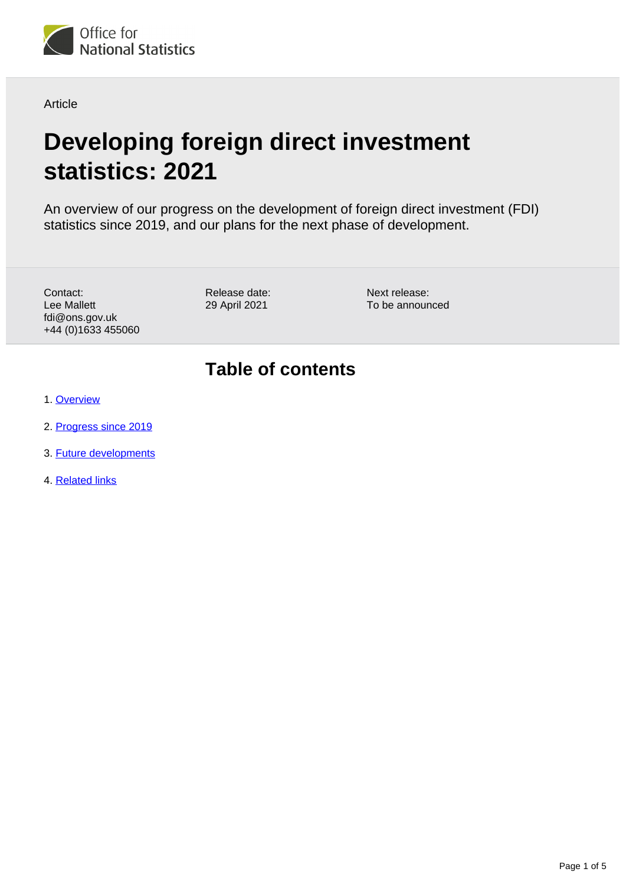Article

# Developing foreign direct investment statistics: 2021

An overview of our progress on the development of foreign direct investment (FDI) statistics since 2019, and our plans for the next phase of development.

Contact:
Lee Mallett
fdi@ons.gov.uk
+44 (0)1633 455060

Release date:
29 April 2021

Next release:
To be announced

## Table of contents

1. Overview
2. Progress since 2019
3. Future developments
4. Related links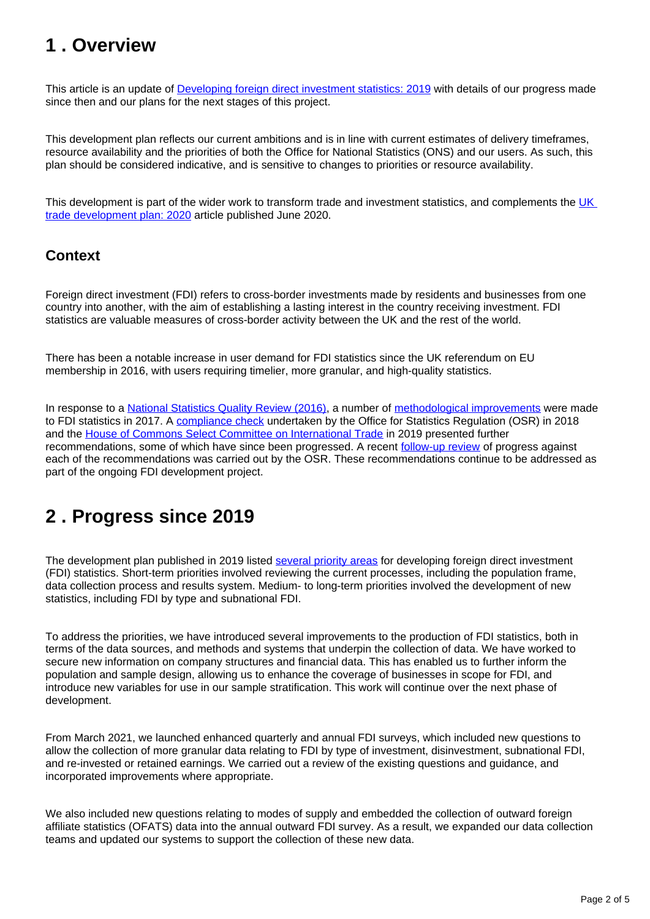# 1 . Overview

This article is an update of Developing foreign direct investment statistics: 2019 with details of our progress made since then and our plans for the next stages of this project.

This development plan reflects our current ambitions and is in line with current estimates of delivery timeframes, resource availability and the priorities of both the Office for National Statistics (ONS) and our users. As such, this plan should be considered indicative, and is sensitive to changes to priorities or resource availability.

This development is part of the wider work to transform trade and investment statistics, and complements the UK trade development plan: 2020 article published June 2020.

## Context

Foreign direct investment (FDI) refers to cross-border investments made by residents and businesses from one country into another, with the aim of establishing a lasting interest in the country receiving investment. FDI statistics are valuable measures of cross-border activity between the UK and the rest of the world.

There has been a notable increase in user demand for FDI statistics since the UK referendum on EU membership in 2016, with users requiring timelier, more granular, and high-quality statistics.

In response to a National Statistics Quality Review (2016), a number of methodological improvements were made to FDI statistics in 2017. A compliance check undertaken by the Office for Statistics Regulation (OSR) in 2018 and the House of Commons Select Committee on International Trade in 2019 presented further recommendations, some of which have since been progressed. A recent follow-up review of progress against each of the recommendations was carried out by the OSR. These recommendations continue to be addressed as part of the ongoing FDI development project.

# 2 . Progress since 2019

The development plan published in 2019 listed several priority areas for developing foreign direct investment (FDI) statistics. Short-term priorities involved reviewing the current processes, including the population frame, data collection process and results system. Medium- to long-term priorities involved the development of new statistics, including FDI by type and subnational FDI.

To address the priorities, we have introduced several improvements to the production of FDI statistics, both in terms of the data sources, and methods and systems that underpin the collection of data. We have worked to secure new information on company structures and financial data. This has enabled us to further inform the population and sample design, allowing us to enhance the coverage of businesses in scope for FDI, and introduce new variables for use in our sample stratification. This work will continue over the next phase of development.

From March 2021, we launched enhanced quarterly and annual FDI surveys, which included new questions to allow the collection of more granular data relating to FDI by type of investment, disinvestment, subnational FDI, and re-invested or retained earnings. We carried out a review of the existing questions and guidance, and incorporated improvements where appropriate.

We also included new questions relating to modes of supply and embedded the collection of outward foreign affiliate statistics (OFATS) data into the annual outward FDI survey. As a result, we expanded our data collection teams and updated our systems to support the collection of these new data.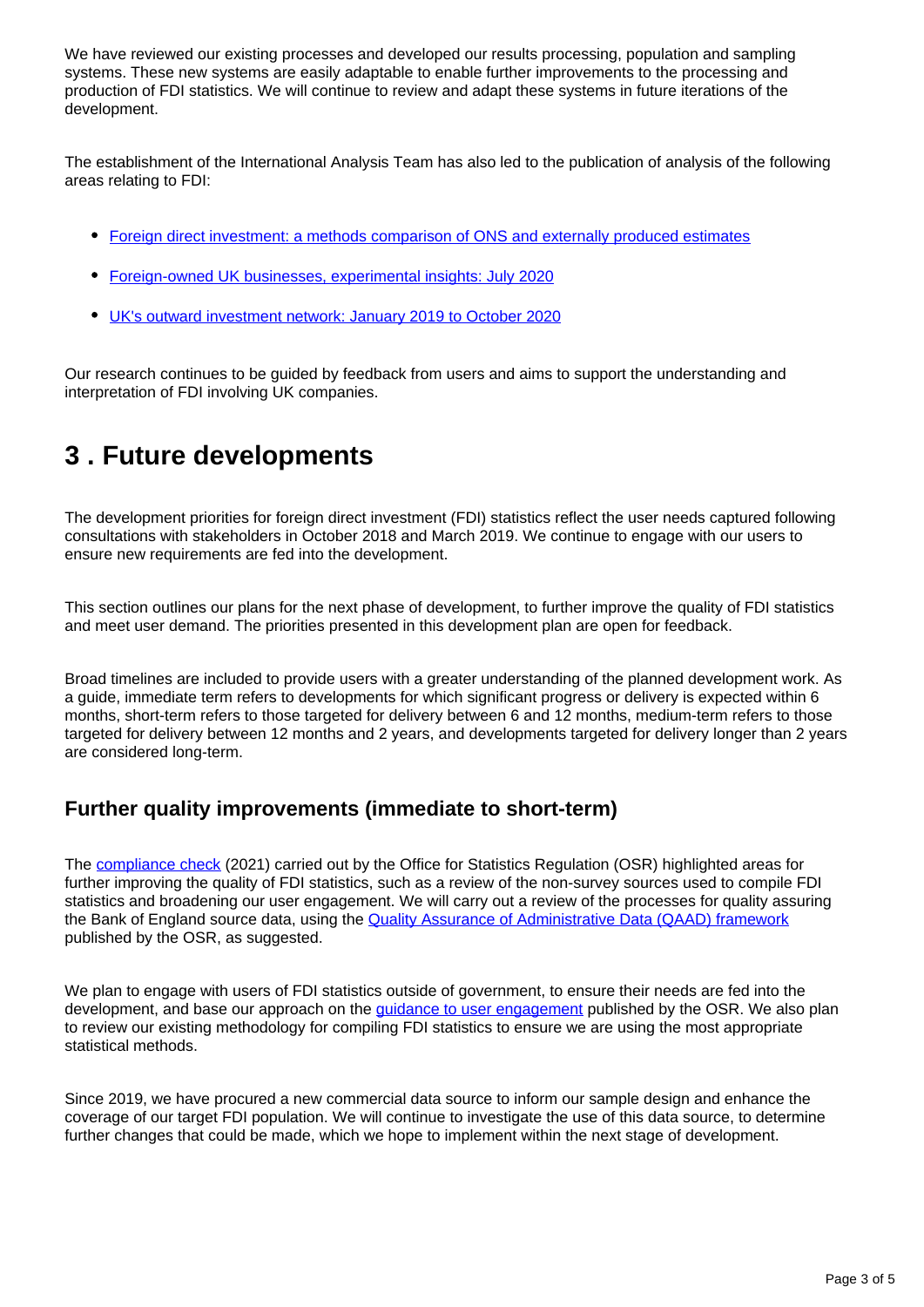We have reviewed our existing processes and developed our results processing, population and sampling systems. These new systems are easily adaptable to enable further improvements to the processing and production of FDI statistics. We will continue to review and adapt these systems in future iterations of the development.

The establishment of the International Analysis Team has also led to the publication of analysis of the following areas relating to FDI:

- Foreign direct investment: a methods comparison of ONS and externally produced estimates
- Foreign-owned UK businesses, experimental insights: July 2020
- UK's outward investment network: January 2019 to October 2020

Our research continues to be guided by feedback from users and aims to support the understanding and interpretation of FDI involving UK companies.

# 3 . Future developments

The development priorities for foreign direct investment (FDI) statistics reflect the user needs captured following consultations with stakeholders in October 2018 and March 2019. We continue to engage with our users to ensure new requirements are fed into the development.

This section outlines our plans for the next phase of development, to further improve the quality of FDI statistics and meet user demand. The priorities presented in this development plan are open for feedback.

Broad timelines are included to provide users with a greater understanding of the planned development work. As a guide, immediate term refers to developments for which significant progress or delivery is expected within 6 months, short-term refers to those targeted for delivery between 6 and 12 months, medium-term refers to those targeted for delivery between 12 months and 2 years, and developments targeted for delivery longer than 2 years are considered long-term.

## Further quality improvements (immediate to short-term)

The compliance check (2021) carried out by the Office for Statistics Regulation (OSR) highlighted areas for further improving the quality of FDI statistics, such as a review of the non-survey sources used to compile FDI statistics and broadening our user engagement. We will carry out a review of the processes for quality assuring the Bank of England source data, using the Quality Assurance of Administrative Data (QAAD) framework published by the OSR, as suggested.

We plan to engage with users of FDI statistics outside of government, to ensure their needs are fed into the development, and base our approach on the guidance to user engagement published by the OSR. We also plan to review our existing methodology for compiling FDI statistics to ensure we are using the most appropriate statistical methods.

Since 2019, we have procured a new commercial data source to inform our sample design and enhance the coverage of our target FDI population. We will continue to investigate the use of this data source, to determine further changes that could be made, which we hope to implement within the next stage of development.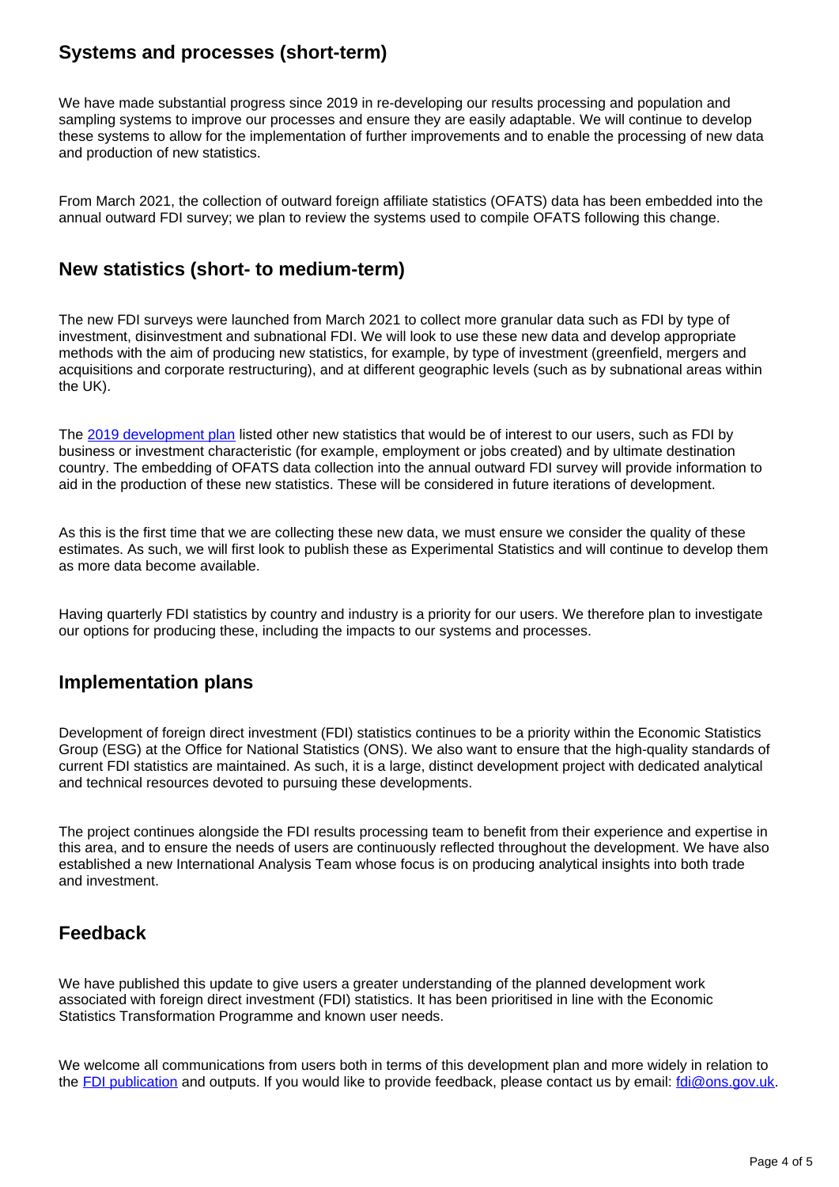## Systems and processes (short-term)

We have made substantial progress since 2019 in re-developing our results processing and population and sampling systems to improve our processes and ensure they are easily adaptable. We will continue to develop these systems to allow for the implementation of further improvements and to enable the processing of new data and production of new statistics.

From March 2021, the collection of outward foreign affiliate statistics (OFATS) data has been embedded into the annual outward FDI survey; we plan to review the systems used to compile OFATS following this change.

## New statistics (short- to medium-term)

The new FDI surveys were launched from March 2021 to collect more granular data such as FDI by type of investment, disinvestment and subnational FDI. We will look to use these new data and develop appropriate methods with the aim of producing new statistics, for example, by type of investment (greenfield, mergers and acquisitions and corporate restructuring), and at different geographic levels (such as by subnational areas within the UK).

The [2019 development plan] listed other new statistics that would be of interest to our users, such as FDI by business or investment characteristic (for example, employment or jobs created) and by ultimate destination country. The embedding of OFATS data collection into the annual outward FDI survey will provide information to aid in the production of these new statistics. These will be considered in future iterations of development.

As this is the first time that we are collecting these new data, we must ensure we consider the quality of these estimates. As such, we will first look to publish these as Experimental Statistics and will continue to develop them as more data become available.

Having quarterly FDI statistics by country and industry is a priority for our users. We therefore plan to investigate our options for producing these, including the impacts to our systems and processes.

## Implementation plans

Development of foreign direct investment (FDI) statistics continues to be a priority within the Economic Statistics Group (ESG) at the Office for National Statistics (ONS). We also want to ensure that the high-quality standards of current FDI statistics are maintained. As such, it is a large, distinct development project with dedicated analytical and technical resources devoted to pursuing these developments.

The project continues alongside the FDI results processing team to benefit from their experience and expertise in this area, and to ensure the needs of users are continuously reflected throughout the development. We have also established a new International Analysis Team whose focus is on producing analytical insights into both trade and investment.

## Feedback

We have published this update to give users a greater understanding of the planned development work associated with foreign direct investment (FDI) statistics. It has been prioritised in line with the Economic Statistics Transformation Programme and known user needs.

We welcome all communications from users both in terms of this development plan and more widely in relation to the [FDI publication] and outputs. If you would like to provide feedback, please contact us by email: fdi@ons.gov.uk.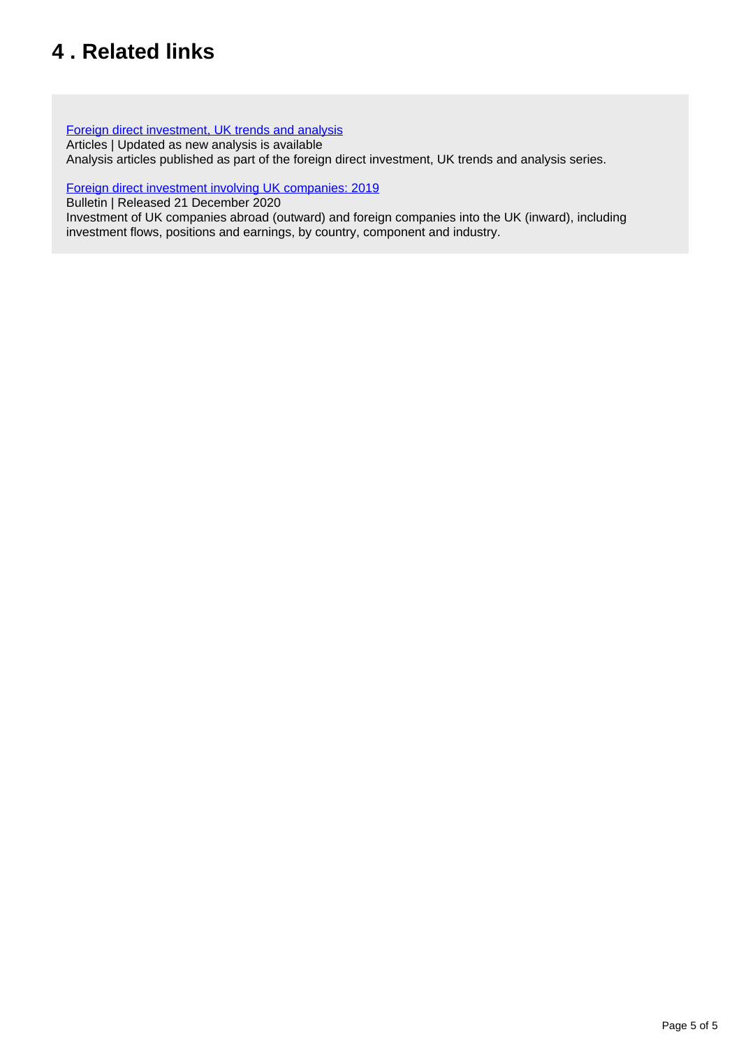## 4 . Related links

[Foreign direct investment, UK trends and analysis]
Articles | Updated as new analysis is available
Analysis articles published as part of the foreign direct investment, UK trends and analysis series.

[Foreign direct investment involving UK companies: 2019]
Bulletin | Released 21 December 2020
Investment of UK companies abroad (outward) and foreign companies into the UK (inward), including investment flows, positions and earnings, by country, component and industry.